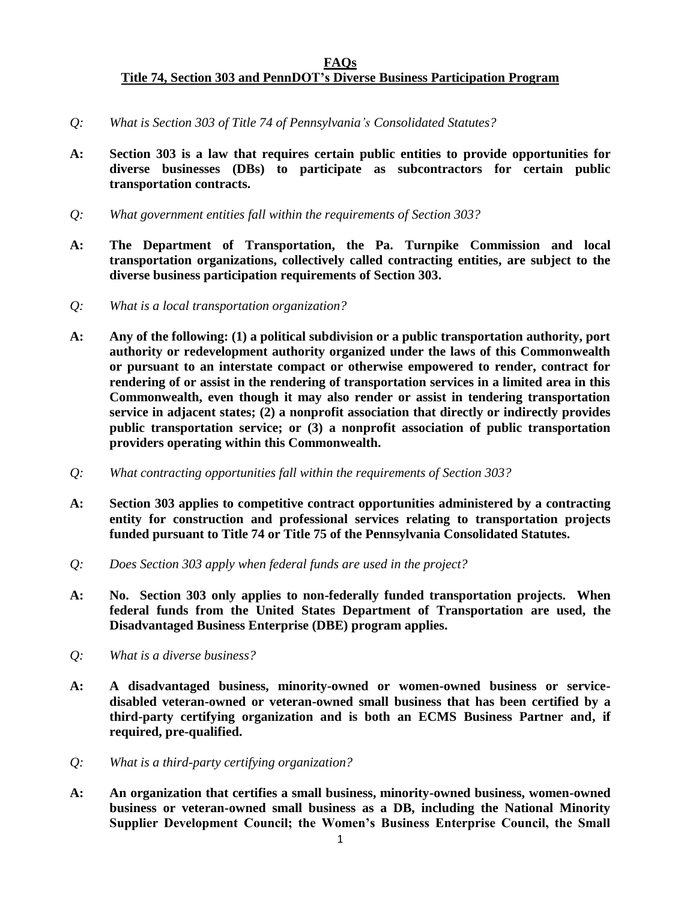**FAQs**

**Title 74, Section 303 and PennDOT's Diverse Business Participation Program**

*Q: What is Section 303 of Title 74 of Pennsylvania's Consolidated Statutes?*

**A: Section 303 is a law that requires certain public entities to provide opportunities for diverse businesses (DBs) to participate as subcontractors for certain public transportation contracts.**

*Q: What government entities fall within the requirements of Section 303?*

**A: The Department of Transportation, the Pa. Turnpike Commission and local transportation organizations, collectively called contracting entities, are subject to the diverse business participation requirements of Section 303.**

*Q: What is a local transportation organization?*

**A: Any of the following: (1) a political subdivision or a public transportation authority, port authority or redevelopment authority organized under the laws of this Commonwealth or pursuant to an interstate compact or otherwise empowered to render, contract for rendering of or assist in the rendering of transportation services in a limited area in this Commonwealth, even though it may also render or assist in tendering transportation service in adjacent states; (2) a nonprofit association that directly or indirectly provides public transportation service; or (3) a nonprofit association of public transportation providers operating within this Commonwealth.**

*Q: What contracting opportunities fall within the requirements of Section 303?*

**A: Section 303 applies to competitive contract opportunities administered by a contracting entity for construction and professional services relating to transportation projects funded pursuant to Title 74 or Title 75 of the Pennsylvania Consolidated Statutes.**

*Q: Does Section 303 apply when federal funds are used in the project?*

**A: No. Section 303 only applies to non-federally funded transportation projects. When federal funds from the United States Department of Transportation are used, the Disadvantaged Business Enterprise (DBE) program applies.**

*Q: What is a diverse business?*

**A: A disadvantaged business, minority-owned or women-owned business or service-disabled veteran-owned or veteran-owned small business that has been certified by a third-party certifying organization and is both an ECMS Business Partner and, if required, pre-qualified.**

*Q: What is a third-party certifying organization?*

**A: An organization that certifies a small business, minority-owned business, women-owned business or veteran-owned small business as a DB, including the National Minority Supplier Development Council; the Women's Business Enterprise Council, the Small**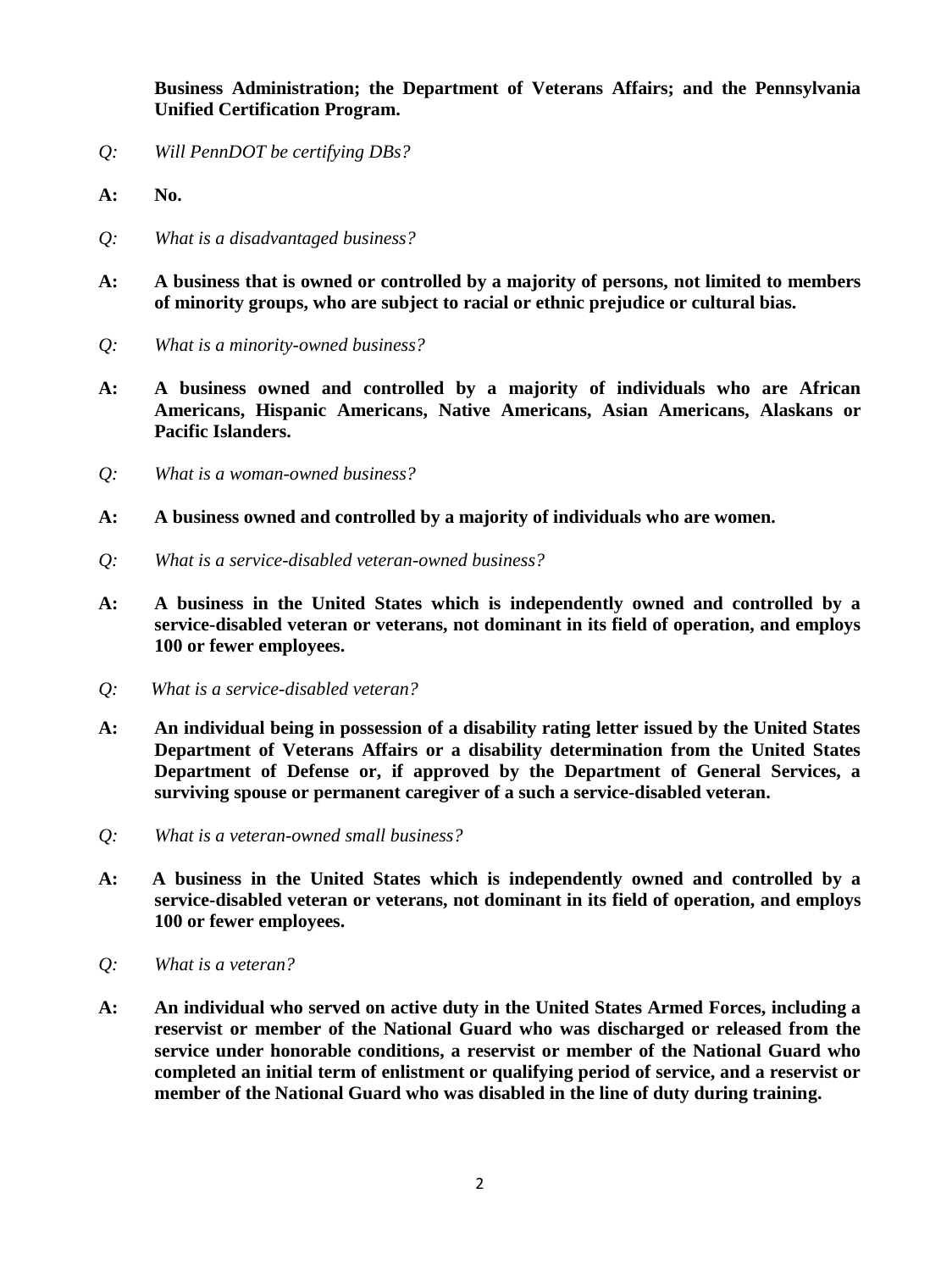**Business Administration; the Department of Veterans Affairs; and the Pennsylvania Unified Certification Program.**

*Q: Will PennDOT be certifying DBs?*

**A: No.**

*Q: What is a disadvantaged business?*

**A: A business that is owned or controlled by a majority of persons, not limited to members of minority groups, who are subject to racial or ethnic prejudice or cultural bias.**

*Q: What is a minority-owned business?*

**A: A business owned and controlled by a majority of individuals who are African Americans, Hispanic Americans, Native Americans, Asian Americans, Alaskans or Pacific Islanders.**

*Q: What is a woman-owned business?*

**A: A business owned and controlled by a majority of individuals who are women.**

*Q: What is a service-disabled veteran-owned business?*

**A: A business in the United States which is independently owned and controlled by a service-disabled veteran or veterans, not dominant in its field of operation, and employs 100 or fewer employees.**

*Q: What is a service-disabled veteran?*

**A: An individual being in possession of a disability rating letter issued by the United States Department of Veterans Affairs or a disability determination from the United States Department of Defense or, if approved by the Department of General Services, a surviving spouse or permanent caregiver of a such a service-disabled veteran.**

*Q: What is a veteran-owned small business?*

**A: A business in the United States which is independently owned and controlled by a service-disabled veteran or veterans, not dominant in its field of operation, and employs 100 or fewer employees.**

*Q: What is a veteran?*

**A: An individual who served on active duty in the United States Armed Forces, including a reservist or member of the National Guard who was discharged or released from the service under honorable conditions, a reservist or member of the National Guard who completed an initial term of enlistment or qualifying period of service, and a reservist or member of the National Guard who was disabled in the line of duty during training.**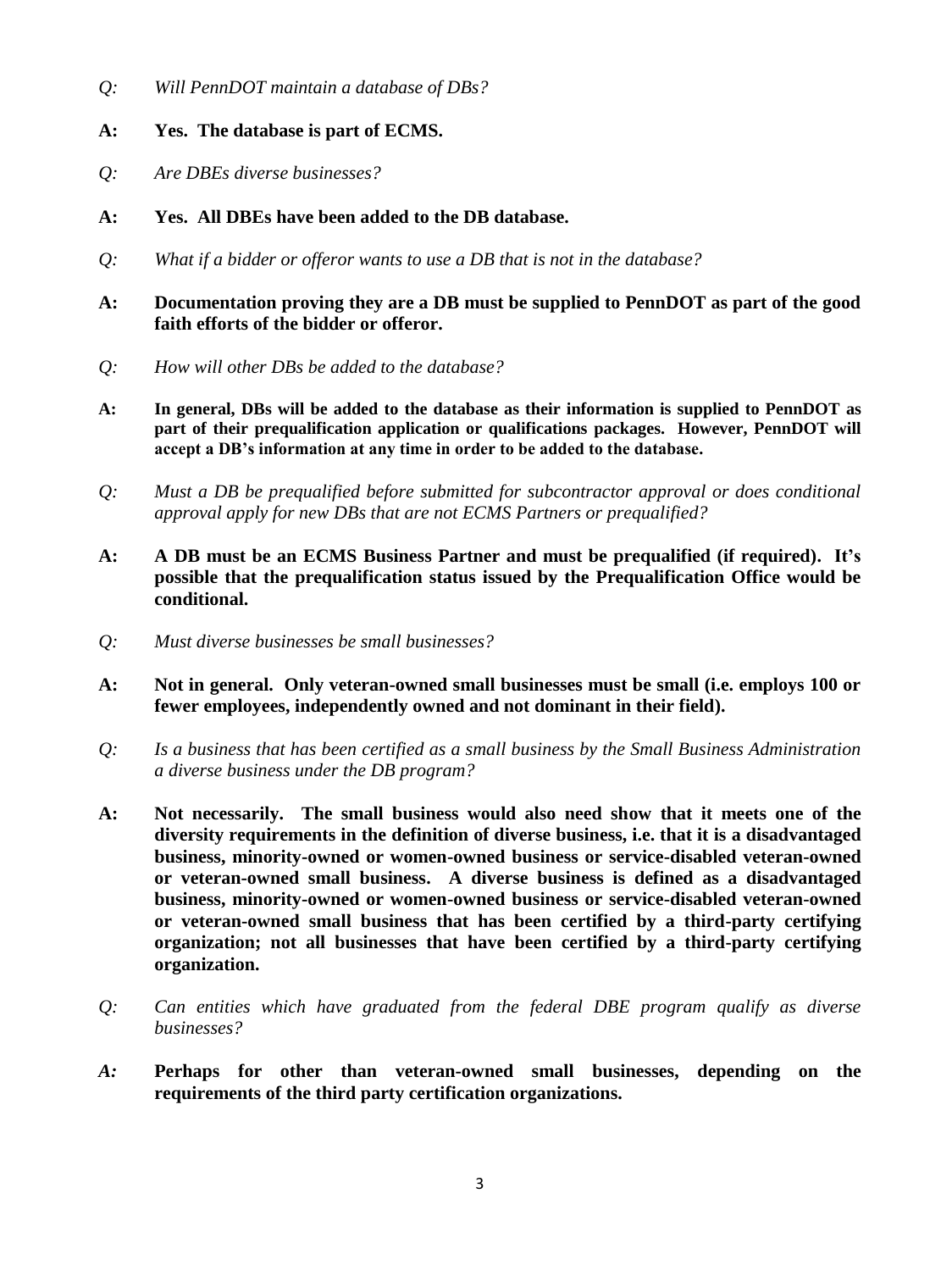*Q: Will PennDOT maintain a database of DBs?*

**A: Yes. The database is part of ECMS.**

*Q: Are DBEs diverse businesses?*

**A: Yes. All DBEs have been added to the DB database.**

*Q: What if a bidder or offeror wants to use a DB that is not in the database?*

**A: Documentation proving they are a DB must be supplied to PennDOT as part of the good faith efforts of the bidder or offeror.**

*Q: How will other DBs be added to the database?*

**A: In general, DBs will be added to the database as their information is supplied to PennDOT as part of their prequalification application or qualifications packages. However, PennDOT will accept a DB's information at any time in order to be added to the database.**

*Q: Must a DB be prequalified before submitted for subcontractor approval or does conditional approval apply for new DBs that are not ECMS Partners or prequalified?*

**A: A DB must be an ECMS Business Partner and must be prequalified (if required). It's possible that the prequalification status issued by the Prequalification Office would be conditional.**

*Q: Must diverse businesses be small businesses?*

**A: Not in general. Only veteran-owned small businesses must be small (i.e. employs 100 or fewer employees, independently owned and not dominant in their field).**

*Q: Is a business that has been certified as a small business by the Small Business Administration a diverse business under the DB program?*

**A: Not necessarily. The small business would also need show that it meets one of the diversity requirements in the definition of diverse business, i.e. that it is a disadvantaged business, minority-owned or women-owned business or service-disabled veteran-owned or veteran-owned small business. A diverse business is defined as a disadvantaged business, minority-owned or women-owned business or service-disabled veteran-owned or veteran-owned small business that has been certified by a third-party certifying organization; not all businesses that have been certified by a third-party certifying organization.**

*Q: Can entities which have graduated from the federal DBE program qualify as diverse businesses?*

***A:*** **Perhaps for other than veteran-owned small businesses, depending on the requirements of the third party certification organizations.**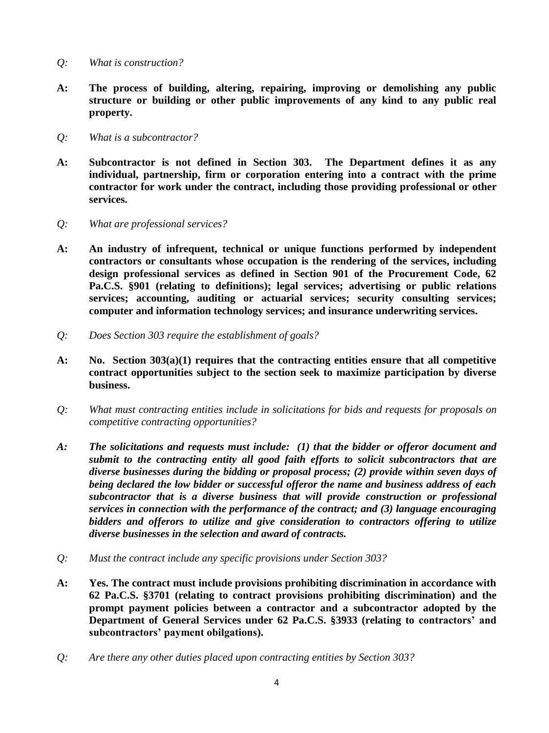*Q: What is construction?*

**A: The process of building, altering, repairing, improving or demolishing any public structure or building or other public improvements of any kind to any public real property.**

*Q: What is a subcontractor?*

**A: Subcontractor is not defined in Section 303. The Department defines it as any individual, partnership, firm or corporation entering into a contract with the prime contractor for work under the contract, including those providing professional or other services.**

*Q: What are professional services?*

**A: An industry of infrequent, technical or unique functions performed by independent contractors or consultants whose occupation is the rendering of the services, including design professional services as defined in Section 901 of the Procurement Code, 62 Pa.C.S. §901 (relating to definitions); legal services; advertising or public relations services; accounting, auditing or actuarial services; security consulting services; computer and information technology services; and insurance underwriting services.**

*Q: Does Section 303 require the establishment of goals?*

**A: No. Section 303(a)(1) requires that the contracting entities ensure that all competitive contract opportunities subject to the section seek to maximize participation by diverse business.**

*Q: What must contracting entities include in solicitations for bids and requests for proposals on competitive contracting opportunities?*

***A: The solicitations and requests must include: (1) that the bidder or offeror document and submit to the contracting entity all good faith efforts to solicit subcontractors that are diverse businesses during the bidding or proposal process; (2) provide within seven days of being declared the low bidder or successful offeror the name and business address of each subcontractor that is a diverse business that will provide construction or professional services in connection with the performance of the contract; and (3) language encouraging bidders and offerors to utilize and give consideration to contractors offering to utilize diverse businesses in the selection and award of contracts.***

*Q: Must the contract include any specific provisions under Section 303?*

**A: Yes. The contract must include provisions prohibiting discrimination in accordance with 62 Pa.C.S. §3701 (relating to contract provisions prohibiting discrimination) and the prompt payment policies between a contractor and a subcontractor adopted by the Department of General Services under 62 Pa.C.S. §3933 (relating to contractors' and subcontractors' payment obilgations).**

*Q: Are there any other duties placed upon contracting entities by Section 303?*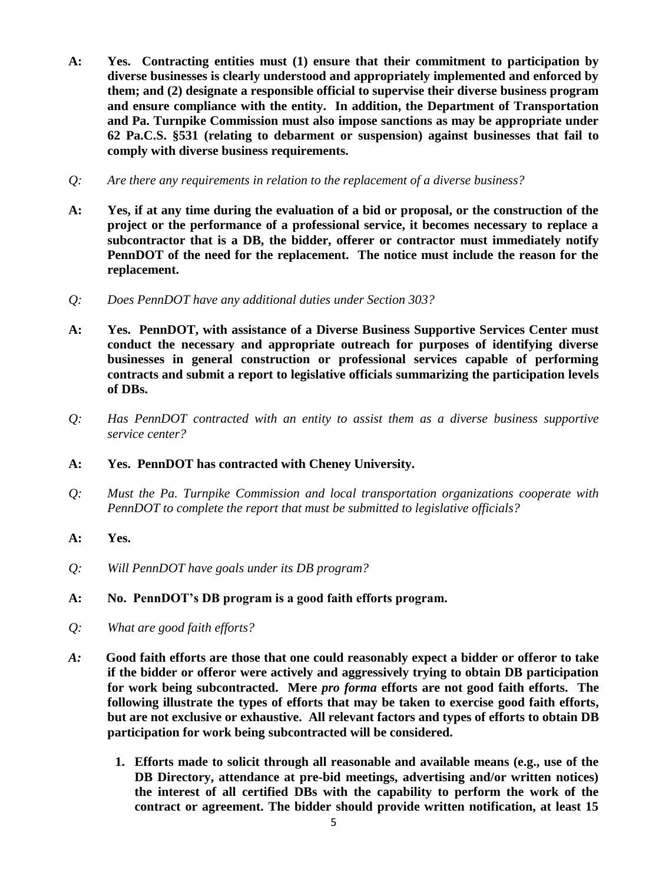**A: Yes. Contracting entities must (1) ensure that their commitment to participation by diverse businesses is clearly understood and appropriately implemented and enforced by them; and (2) designate a responsible official to supervise their diverse business program and ensure compliance with the entity. In addition, the Department of Transportation and Pa. Turnpike Commission must also impose sanctions as may be appropriate under 62 Pa.C.S. §531 (relating to debarment or suspension) against businesses that fail to comply with diverse business requirements.**

*Q: Are there any requirements in relation to the replacement of a diverse business?*

**A: Yes, if at any time during the evaluation of a bid or proposal, or the construction of the project or the performance of a professional service, it becomes necessary to replace a subcontractor that is a DB, the bidder, offerer or contractor must immediately notify PennDOT of the need for the replacement. The notice must include the reason for the replacement.**

*Q: Does PennDOT have any additional duties under Section 303?*

**A: Yes. PennDOT, with assistance of a Diverse Business Supportive Services Center must conduct the necessary and appropriate outreach for purposes of identifying diverse businesses in general construction or professional services capable of performing contracts and submit a report to legislative officials summarizing the participation levels of DBs.**

*Q: Has PennDOT contracted with an entity to assist them as a diverse business supportive service center?*

**A: Yes. PennDOT has contracted with Cheney University.**

*Q: Must the Pa. Turnpike Commission and local transportation organizations cooperate with PennDOT to complete the report that must be submitted to legislative officials?*

**A: Yes.**

*Q: Will PennDOT have goals under its DB program?*

**A: No. PennDOT's DB program is a good faith efforts program.**

*Q: What are good faith efforts?*

*A:* **Good faith efforts are those that one could reasonably expect a bidder or offeror to take if the bidder or offeror were actively and aggressively trying to obtain DB participation for work being subcontracted. Mere *pro forma* efforts are not good faith efforts. The following illustrate the types of efforts that may be taken to exercise good faith efforts, but are not exclusive or exhaustive. All relevant factors and types of efforts to obtain DB participation for work being subcontracted will be considered.**

1. **Efforts made to solicit through all reasonable and available means (e.g., use of the DB Directory, attendance at pre-bid meetings, advertising and/or written notices) the interest of all certified DBs with the capability to perform the work of the contract or agreement. The bidder should provide written notification, at least 15**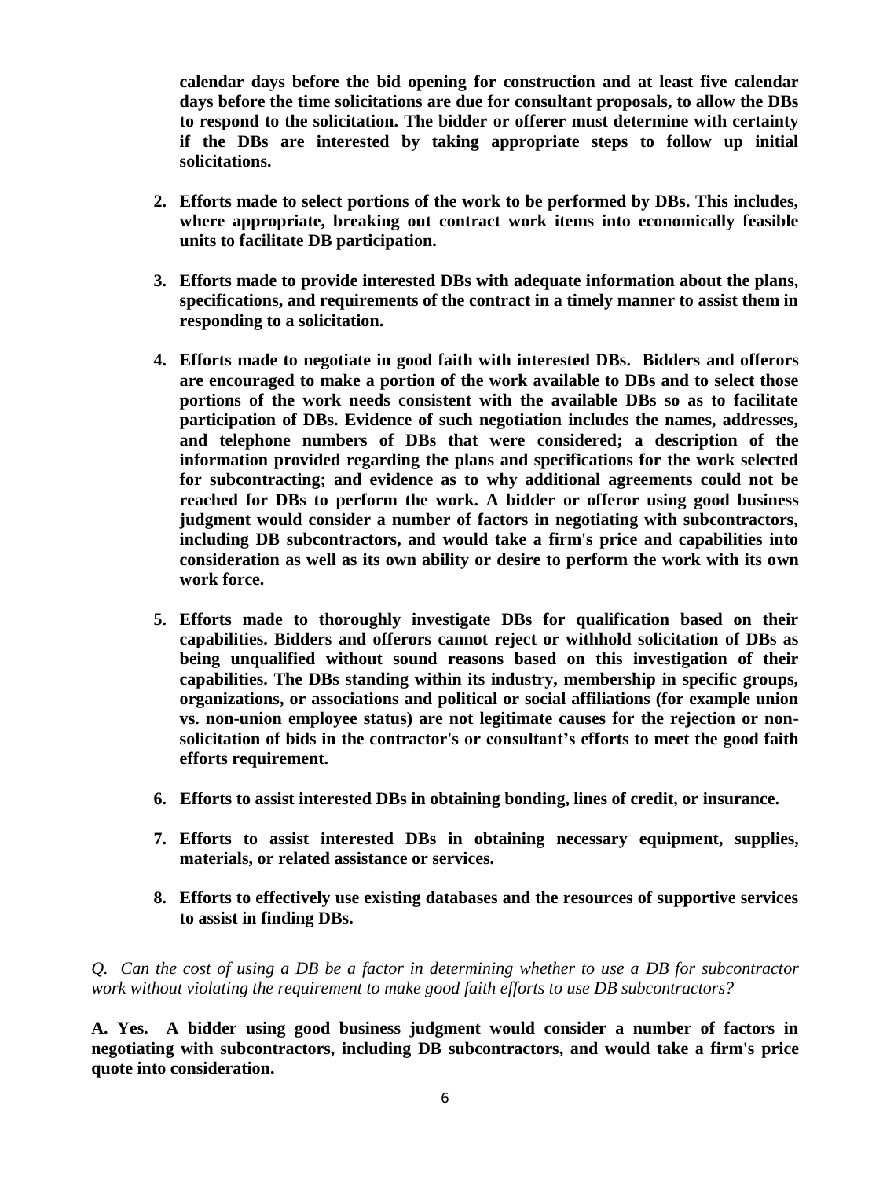**calendar days before the bid opening for construction and at least five calendar days before the time solicitations are due for consultant proposals, to allow the DBs to respond to the solicitation. The bidder or offerer must determine with certainty if the DBs are interested by taking appropriate steps to follow up initial solicitations.**

2. **Efforts made to select portions of the work to be performed by DBs. This includes, where appropriate, breaking out contract work items into economically feasible units to facilitate DB participation.**

3. **Efforts made to provide interested DBs with adequate information about the plans, specifications, and requirements of the contract in a timely manner to assist them in responding to a solicitation.**

4. **Efforts made to negotiate in good faith with interested DBs. Bidders and offerors are encouraged to make a portion of the work available to DBs and to select those portions of the work needs consistent with the available DBs so as to facilitate participation of DBs. Evidence of such negotiation includes the names, addresses, and telephone numbers of DBs that were considered; a description of the information provided regarding the plans and specifications for the work selected for subcontracting; and evidence as to why additional agreements could not be reached for DBs to perform the work. A bidder or offeror using good business judgment would consider a number of factors in negotiating with subcontractors, including DB subcontractors, and would take a firm's price and capabilities into consideration as well as its own ability or desire to perform the work with its own work force.**

5. **Efforts made to thoroughly investigate DBs for qualification based on their capabilities. Bidders and offerors cannot reject or withhold solicitation of DBs as being unqualified without sound reasons based on this investigation of their capabilities. The DBs standing within its industry, membership in specific groups, organizations, or associations and political or social affiliations (for example union vs. non-union employee status) are not legitimate causes for the rejection or non-solicitation of bids in the contractor's or consultant's efforts to meet the good faith efforts requirement.**

6. **Efforts to assist interested DBs in obtaining bonding, lines of credit, or insurance.**

7. **Efforts to assist interested DBs in obtaining necessary equipment, supplies, materials, or related assistance or services.**

8. **Efforts to effectively use existing databases and the resources of supportive services to assist in finding DBs.**

*Q. Can the cost of using a DB be a factor in determining whether to use a DB for subcontractor work without violating the requirement to make good faith efforts to use DB subcontractors?*

**A. Yes. A bidder using good business judgment would consider a number of factors in negotiating with subcontractors, including DB subcontractors, and would take a firm's price quote into consideration.**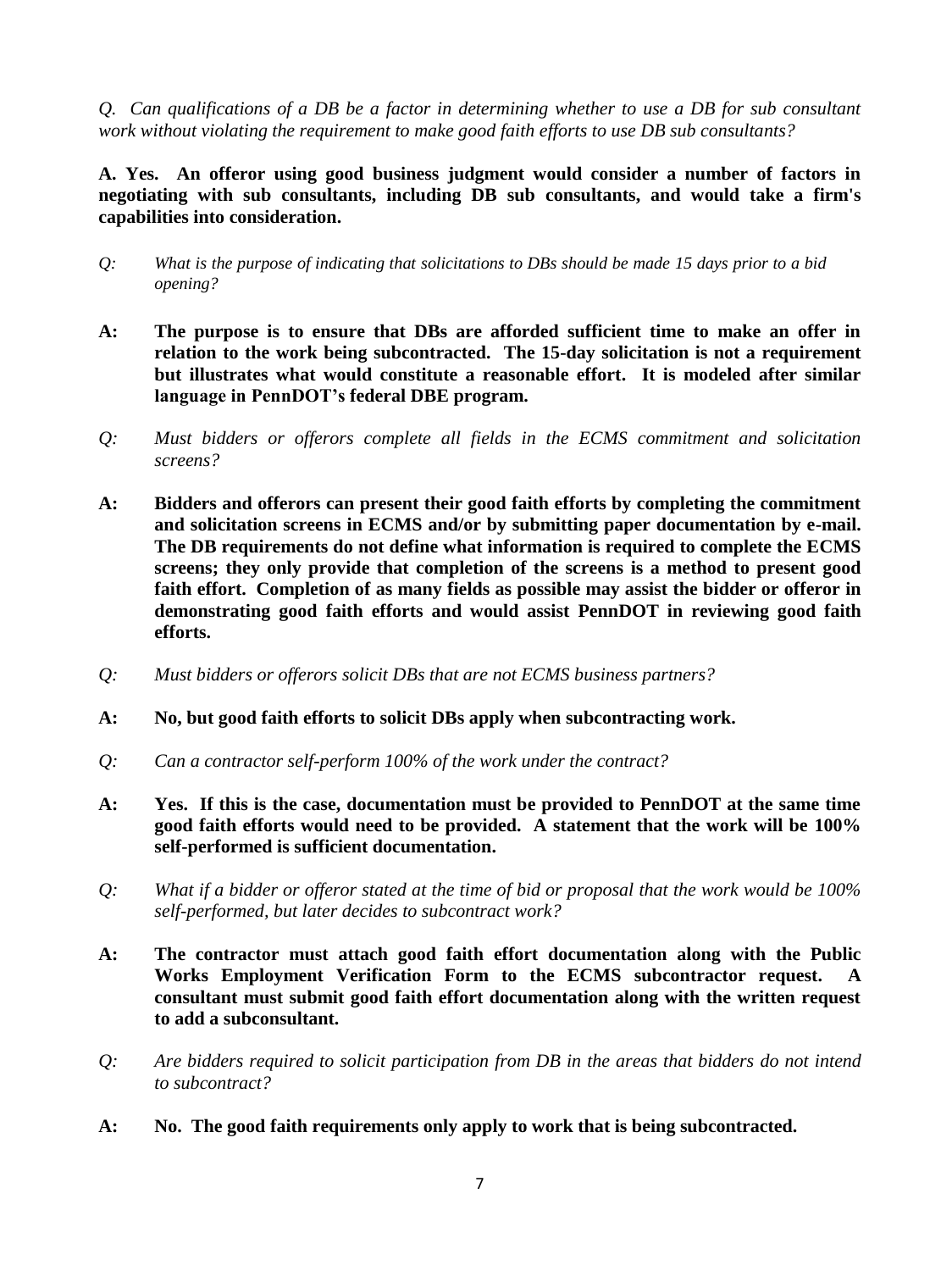*Q. Can qualifications of a DB be a factor in determining whether to use a DB for sub consultant work without violating the requirement to make good faith efforts to use DB sub consultants?*

**A. Yes. An offeror using good business judgment would consider a number of factors in negotiating with sub consultants, including DB sub consultants, and would take a firm's capabilities into consideration.**

*Q: What is the purpose of indicating that solicitations to DBs should be made 15 days prior to a bid opening?*

**A: The purpose is to ensure that DBs are afforded sufficient time to make an offer in relation to the work being subcontracted. The 15-day solicitation is not a requirement but illustrates what would constitute a reasonable effort. It is modeled after similar language in PennDOT's federal DBE program.**

*Q: Must bidders or offerors complete all fields in the ECMS commitment and solicitation screens?*

**A: Bidders and offerors can present their good faith efforts by completing the commitment and solicitation screens in ECMS and/or by submitting paper documentation by e-mail. The DB requirements do not define what information is required to complete the ECMS screens; they only provide that completion of the screens is a method to present good faith effort. Completion of as many fields as possible may assist the bidder or offeror in demonstrating good faith efforts and would assist PennDOT in reviewing good faith efforts.**

*Q: Must bidders or offerors solicit DBs that are not ECMS business partners?*

**A: No, but good faith efforts to solicit DBs apply when subcontracting work.**

*Q: Can a contractor self-perform 100% of the work under the contract?*

**A: Yes. If this is the case, documentation must be provided to PennDOT at the same time good faith efforts would need to be provided. A statement that the work will be 100% self-performed is sufficient documentation.**

*Q: What if a bidder or offeror stated at the time of bid or proposal that the work would be 100% self-performed, but later decides to subcontract work?*

**A: The contractor must attach good faith effort documentation along with the Public Works Employment Verification Form to the ECMS subcontractor request. A consultant must submit good faith effort documentation along with the written request to add a subconsultant.**

*Q: Are bidders required to solicit participation from DB in the areas that bidders do not intend to subcontract?*

**A: No. The good faith requirements only apply to work that is being subcontracted.**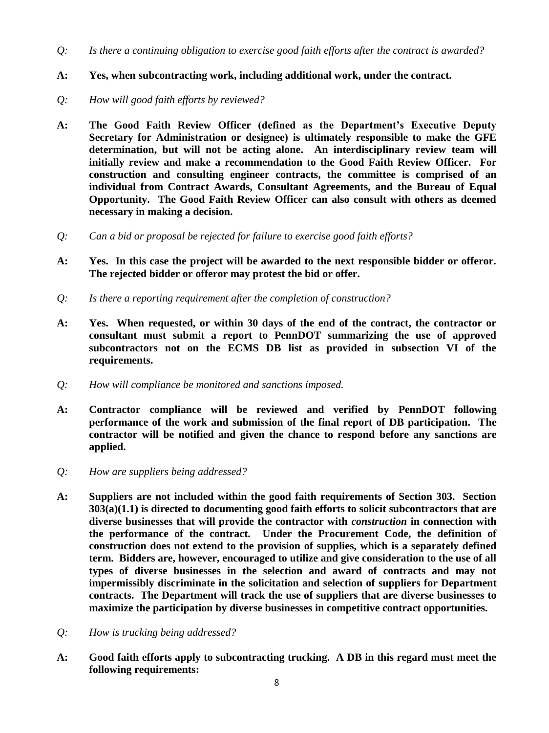*Q: Is there a continuing obligation to exercise good faith efforts after the contract is awarded?*

**A: Yes, when subcontracting work, including additional work, under the contract.**

*Q: How will good faith efforts by reviewed?*

**A: The Good Faith Review Officer (defined as the Department's Executive Deputy Secretary for Administration or designee) is ultimately responsible to make the GFE determination, but will not be acting alone. An interdisciplinary review team will initially review and make a recommendation to the Good Faith Review Officer. For construction and consulting engineer contracts, the committee is comprised of an individual from Contract Awards, Consultant Agreements, and the Bureau of Equal Opportunity. The Good Faith Review Officer can also consult with others as deemed necessary in making a decision.**

*Q: Can a bid or proposal be rejected for failure to exercise good faith efforts?*

**A: Yes. In this case the project will be awarded to the next responsible bidder or offeror. The rejected bidder or offeror may protest the bid or offer.**

*Q: Is there a reporting requirement after the completion of construction?*

**A: Yes. When requested, or within 30 days of the end of the contract, the contractor or consultant must submit a report to PennDOT summarizing the use of approved subcontractors not on the ECMS DB list as provided in subsection VI of the requirements.**

*Q: How will compliance be monitored and sanctions imposed.*

**A: Contractor compliance will be reviewed and verified by PennDOT following performance of the work and submission of the final report of DB participation. The contractor will be notified and given the chance to respond before any sanctions are applied.**

*Q: How are suppliers being addressed?*

**A: Suppliers are not included within the good faith requirements of Section 303. Section 303(a)(1.1) is directed to documenting good faith efforts to solicit subcontractors that are diverse businesses that will provide the contractor with *construction* in connection with the performance of the contract. Under the Procurement Code, the definition of construction does not extend to the provision of supplies, which is a separately defined term. Bidders are, however, encouraged to utilize and give consideration to the use of all types of diverse businesses in the selection and award of contracts and may not impermissibly discriminate in the solicitation and selection of suppliers for Department contracts. The Department will track the use of suppliers that are diverse businesses to maximize the participation by diverse businesses in competitive contract opportunities.**

*Q: How is trucking being addressed?*

**A: Good faith efforts apply to subcontracting trucking. A DB in this regard must meet the following requirements:**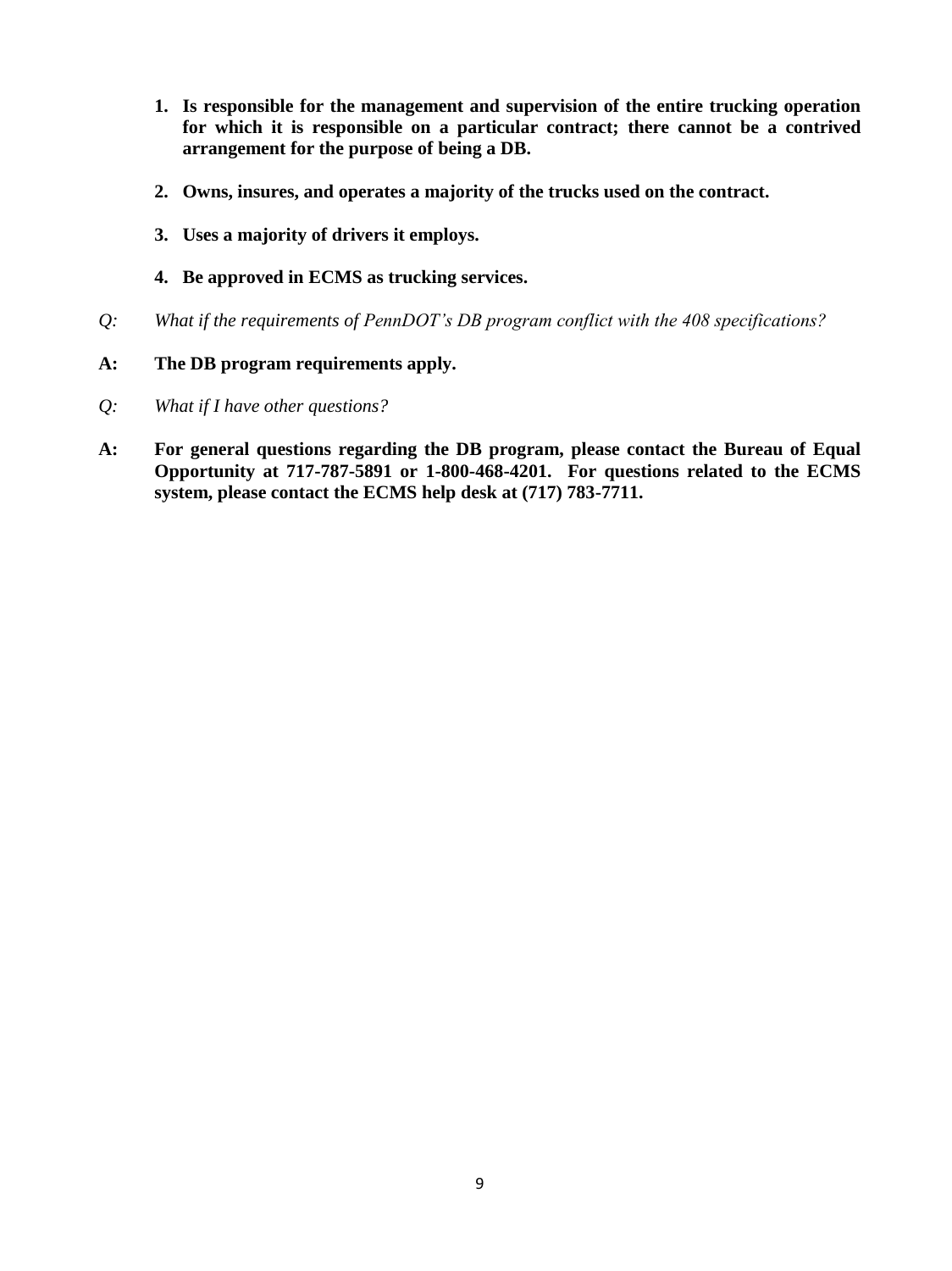1. **Is responsible for the management and supervision of the entire trucking operation for which it is responsible on a particular contract; there cannot be a contrived arrangement for the purpose of being a DB.**

2. **Owns, insures, and operates a majority of the trucks used on the contract.**

3. **Uses a majority of drivers it employs.**

4. **Be approved in ECMS as trucking services.**

*Q: What if the requirements of PennDOT's DB program conflict with the 408 specifications?*

**A: The DB program requirements apply.**

*Q: What if I have other questions?*

**A: For general questions regarding the DB program, please contact the Bureau of Equal Opportunity at 717-787-5891 or 1-800-468-4201. For questions related to the ECMS system, please contact the ECMS help desk at (717) 783-7711.**